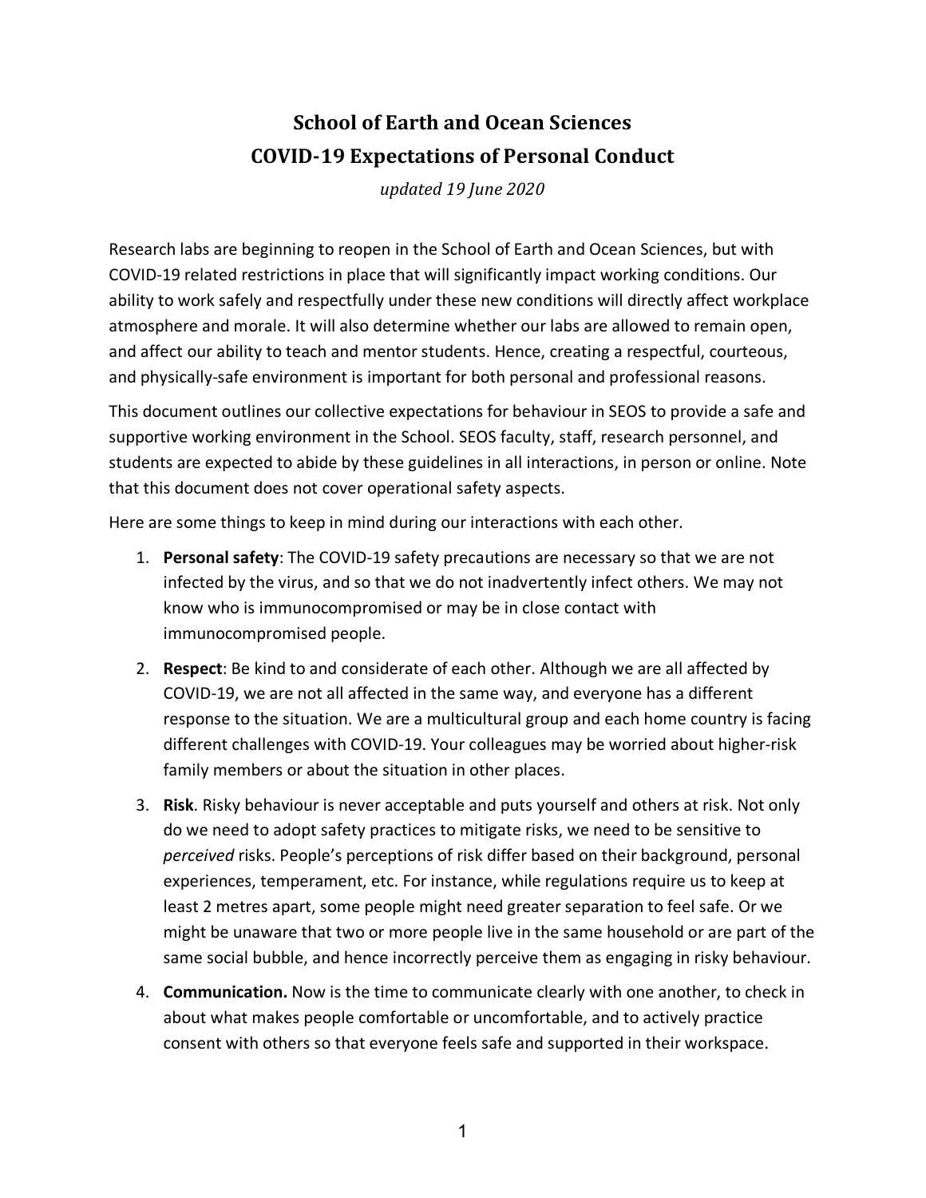# School of Earth and Ocean Sciences
# COVID-19 Expectations of Personal Conduct

*updated 19 June 2020*

Research labs are beginning to reopen in the School of Earth and Ocean Sciences, but with COVID-19 related restrictions in place that will significantly impact working conditions. Our ability to work safely and respectfully under these new conditions will directly affect workplace atmosphere and morale. It will also determine whether our labs are allowed to remain open, and affect our ability to teach and mentor students. Hence, creating a respectful, courteous, and physically-safe environment is important for both personal and professional reasons.

This document outlines our collective expectations for behaviour in SEOS to provide a safe and supportive working environment in the School. SEOS faculty, staff, research personnel, and students are expected to abide by these guidelines in all interactions, in person or online. Note that this document does not cover operational safety aspects.

Here are some things to keep in mind during our interactions with each other.

1. **Personal safety**: The COVID-19 safety precautions are necessary so that we are not infected by the virus, and so that we do not inadvertently infect others. We may not know who is immunocompromised or may be in close contact with immunocompromised people.
2. **Respect**: Be kind to and considerate of each other. Although we are all affected by COVID-19, we are not all affected in the same way, and everyone has a different response to the situation. We are a multicultural group and each home country is facing different challenges with COVID-19. Your colleagues may be worried about higher-risk family members or about the situation in other places.
3. **Risk**. Risky behaviour is never acceptable and puts yourself and others at risk. Not only do we need to adopt safety practices to mitigate risks, we need to be sensitive to *perceived* risks. People's perceptions of risk differ based on their background, personal experiences, temperament, etc. For instance, while regulations require us to keep at least 2 metres apart, some people might need greater separation to feel safe. Or we might be unaware that two or more people live in the same household or are part of the same social bubble, and hence incorrectly perceive them as engaging in risky behaviour.
4. **Communication.** Now is the time to communicate clearly with one another, to check in about what makes people comfortable or uncomfortable, and to actively practice consent with others so that everyone feels safe and supported in their workspace.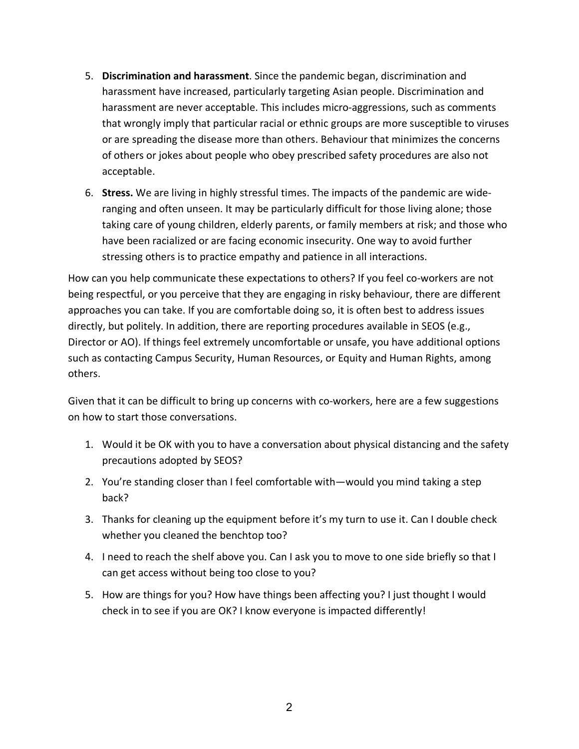5. **Discrimination and harassment**. Since the pandemic began, discrimination and harassment have increased, particularly targeting Asian people. Discrimination and harassment are never acceptable. This includes micro-aggressions, such as comments that wrongly imply that particular racial or ethnic groups are more susceptible to viruses or are spreading the disease more than others. Behaviour that minimizes the concerns of others or jokes about people who obey prescribed safety procedures are also not acceptable.

6. **Stress.** We are living in highly stressful times. The impacts of the pandemic are wide-ranging and often unseen. It may be particularly difficult for those living alone; those taking care of young children, elderly parents, or family members at risk; and those who have been racialized or are facing economic insecurity. One way to avoid further stressing others is to practice empathy and patience in all interactions.

How can you help communicate these expectations to others? If you feel co-workers are not being respectful, or you perceive that they are engaging in risky behaviour, there are different approaches you can take. If you are comfortable doing so, it is often best to address issues directly, but politely. In addition, there are reporting procedures available in SEOS (e.g., Director or AO). If things feel extremely uncomfortable or unsafe, you have additional options such as contacting Campus Security, Human Resources, or Equity and Human Rights, among others.

Given that it can be difficult to bring up concerns with co-workers, here are a few suggestions on how to start those conversations.

1. Would it be OK with you to have a conversation about physical distancing and the safety precautions adopted by SEOS?

2. You're standing closer than I feel comfortable with—would you mind taking a step back?

3. Thanks for cleaning up the equipment before it's my turn to use it. Can I double check whether you cleaned the benchtop too?

4. I need to reach the shelf above you. Can I ask you to move to one side briefly so that I can get access without being too close to you?

5. How are things for you? How have things been affecting you? I just thought I would check in to see if you are OK? I know everyone is impacted differently!